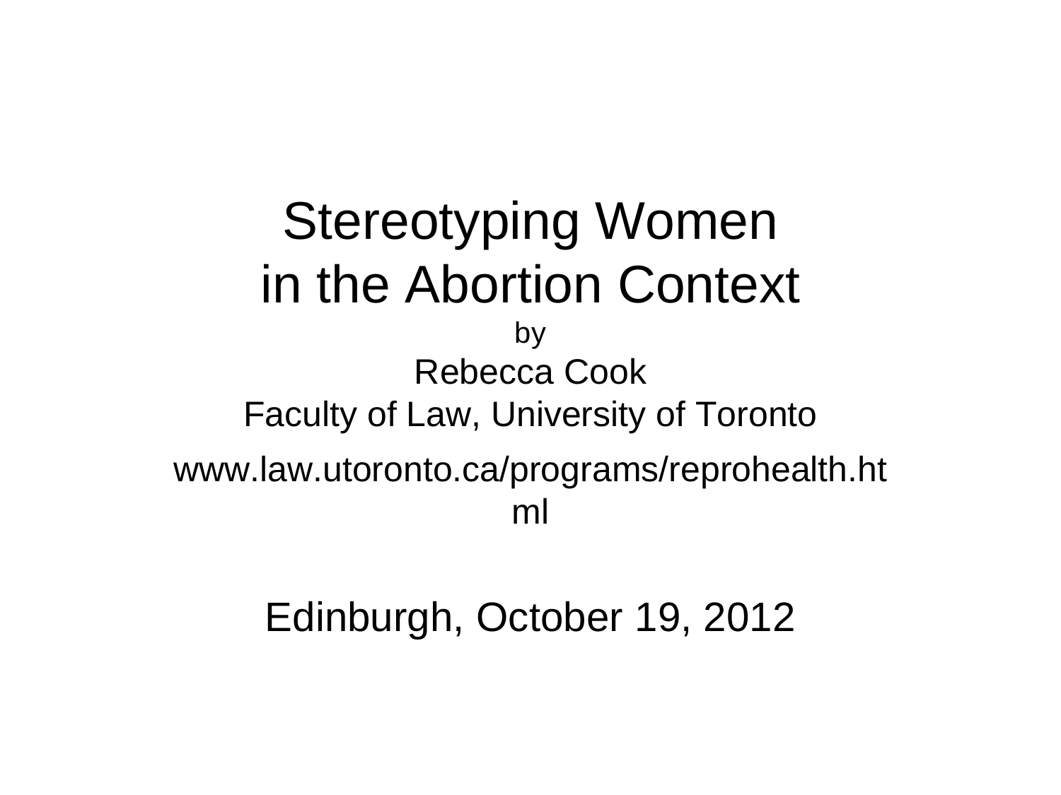# Stereotyping Women in the Abortion Context

by

Rebecca Cook

Faculty of Law, University of Toronto

www.law.utoronto.ca/programs/reprohealth.html

Edinburgh, October 19, 2012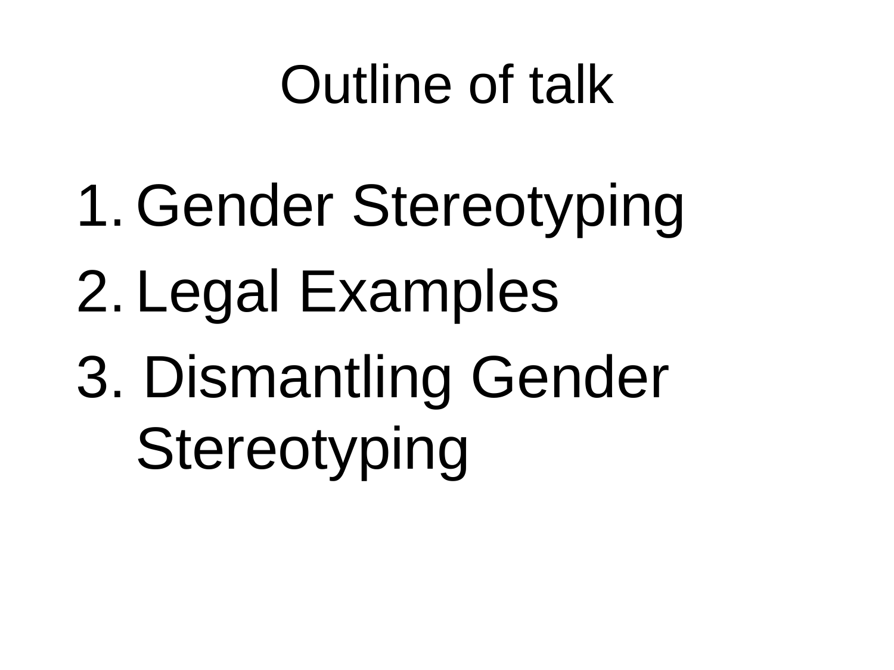# Outline of talk

1. Gender Stereotyping
2. Legal Examples
3. Dismantling Gender Stereotyping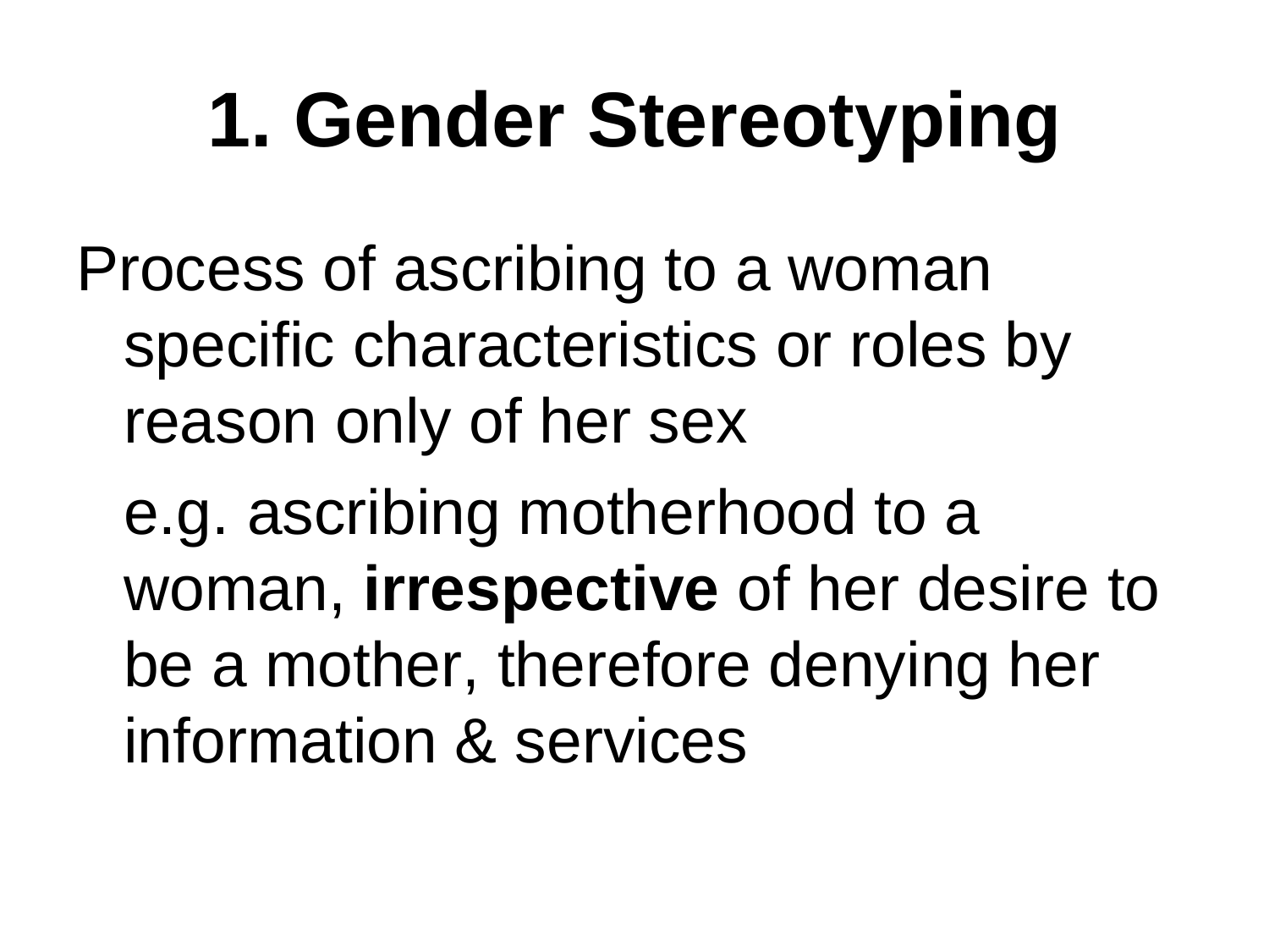# 1. Gender Stereotyping

Process of ascribing to a woman specific characteristics or roles by reason only of her sex

e.g. ascribing motherhood to a woman, **irrespective** of her desire to be a mother, therefore denying her information & services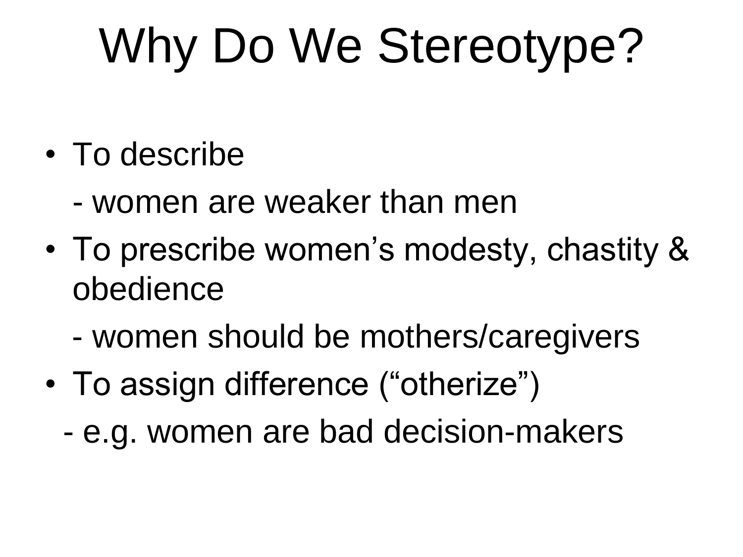# Why Do We Stereotype?

- To describe
  - women are weaker than men
- To prescribe women’s modesty, chastity & obedience
  - women should be mothers/caregivers
- To assign difference (“otherize”)
  - e.g. women are bad decision-makers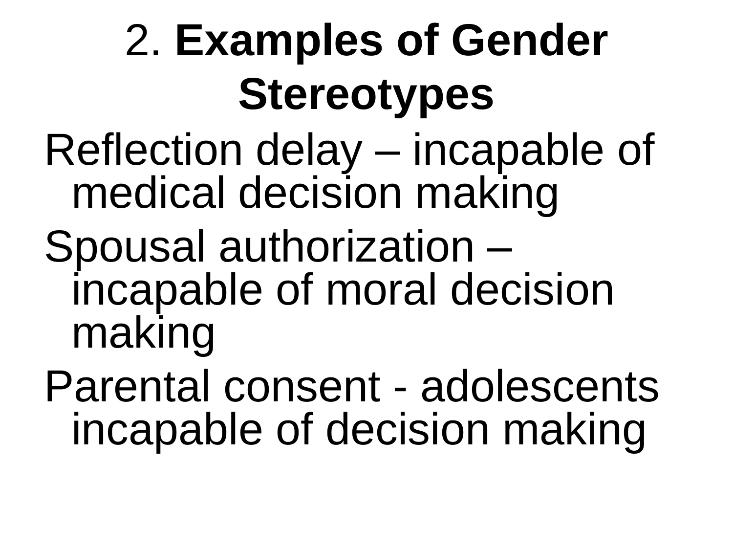## 2. **Examples of Gender Stereotypes**

Reflection delay – incapable of medical decision making

Spousal authorization – incapable of moral decision making

Parental consent - adolescents incapable of decision making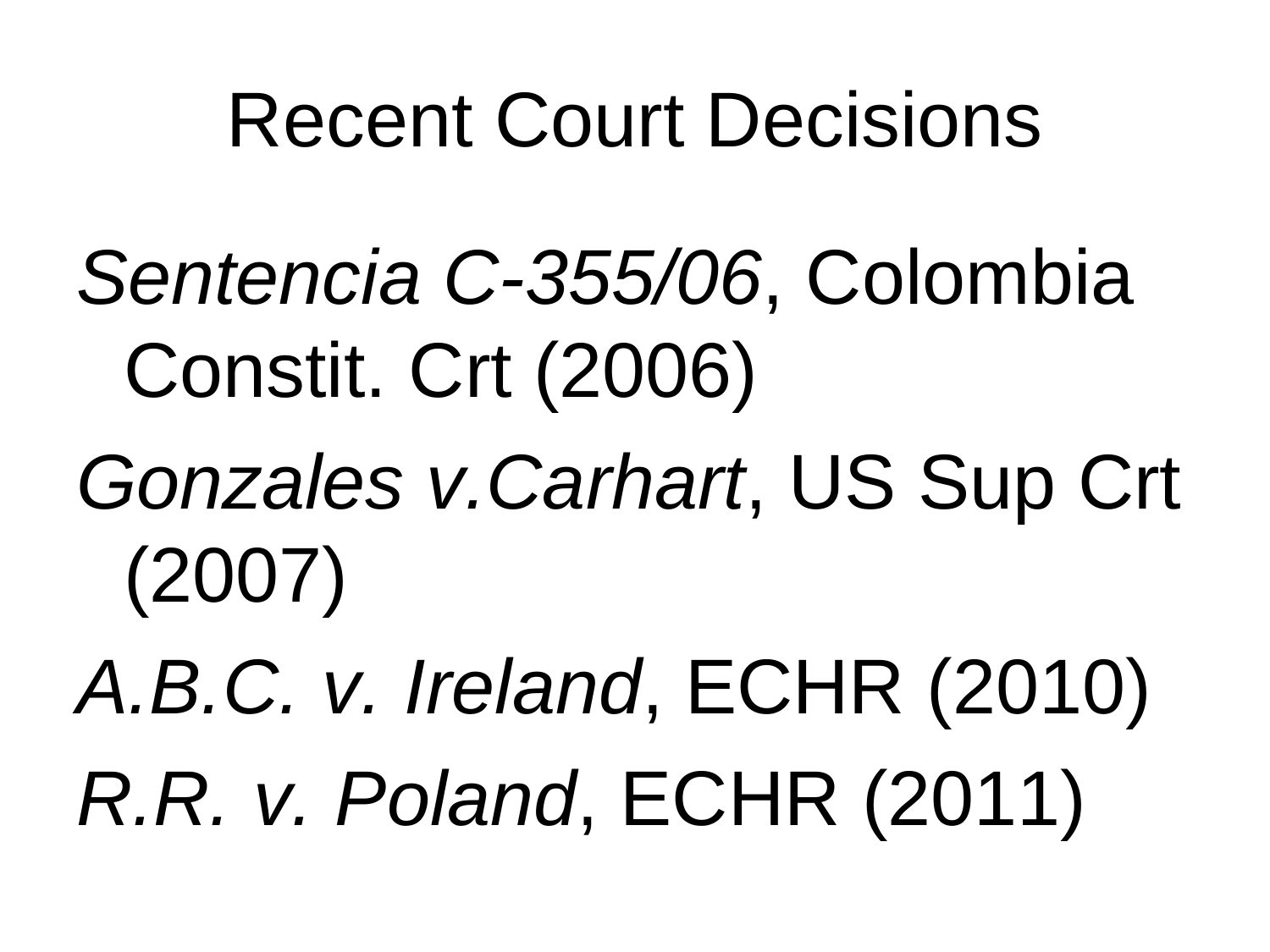# Recent Court Decisions

*Sentencia C-355/06*, Colombia Constit. Crt (2006)

*Gonzales v.Carhart*, US Sup Crt (2007)

*A.B.C. v. Ireland*, ECHR (2010)

*R.R. v. Poland*, ECHR (2011)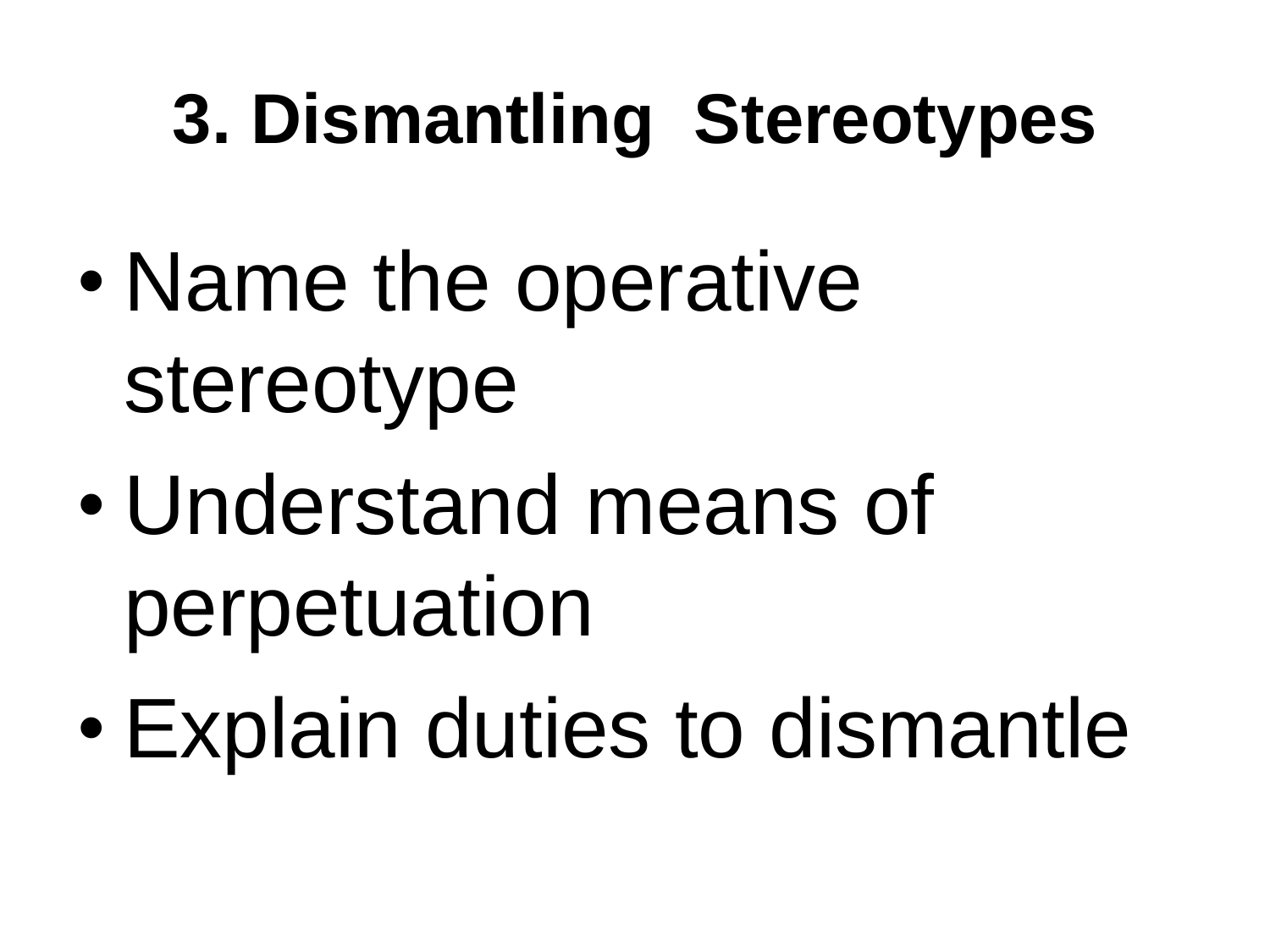# 3. Dismantling Stereotypes

- Name the operative stereotype
- Understand means of perpetuation
- Explain duties to dismantle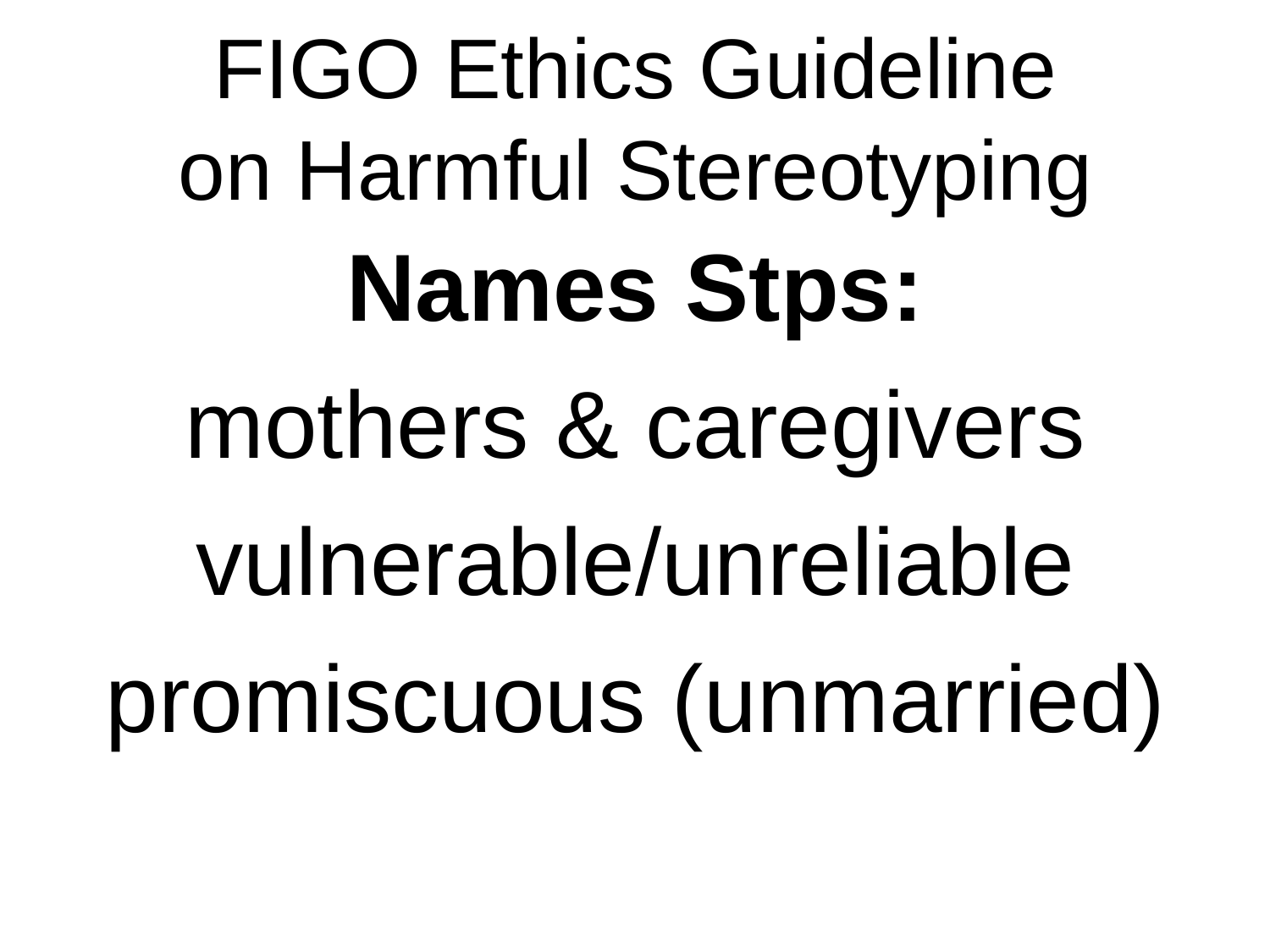# FIGO Ethics Guideline on Harmful Stereotyping

**Names Stps:**

mothers & caregivers

vulnerable/unreliable

promiscuous (unmarried)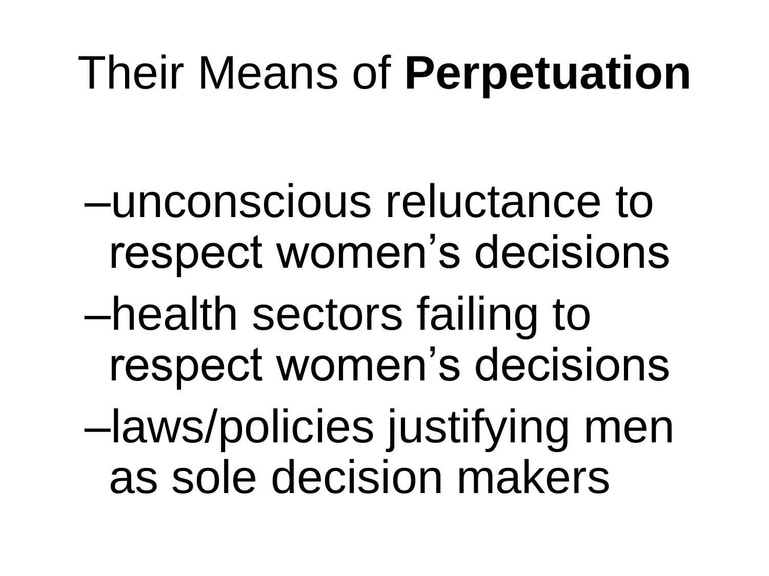# Their Means of **Perpetuation**

- unconscious reluctance to respect women's decisions
- health sectors failing to respect women's decisions
- laws/policies justifying men as sole decision makers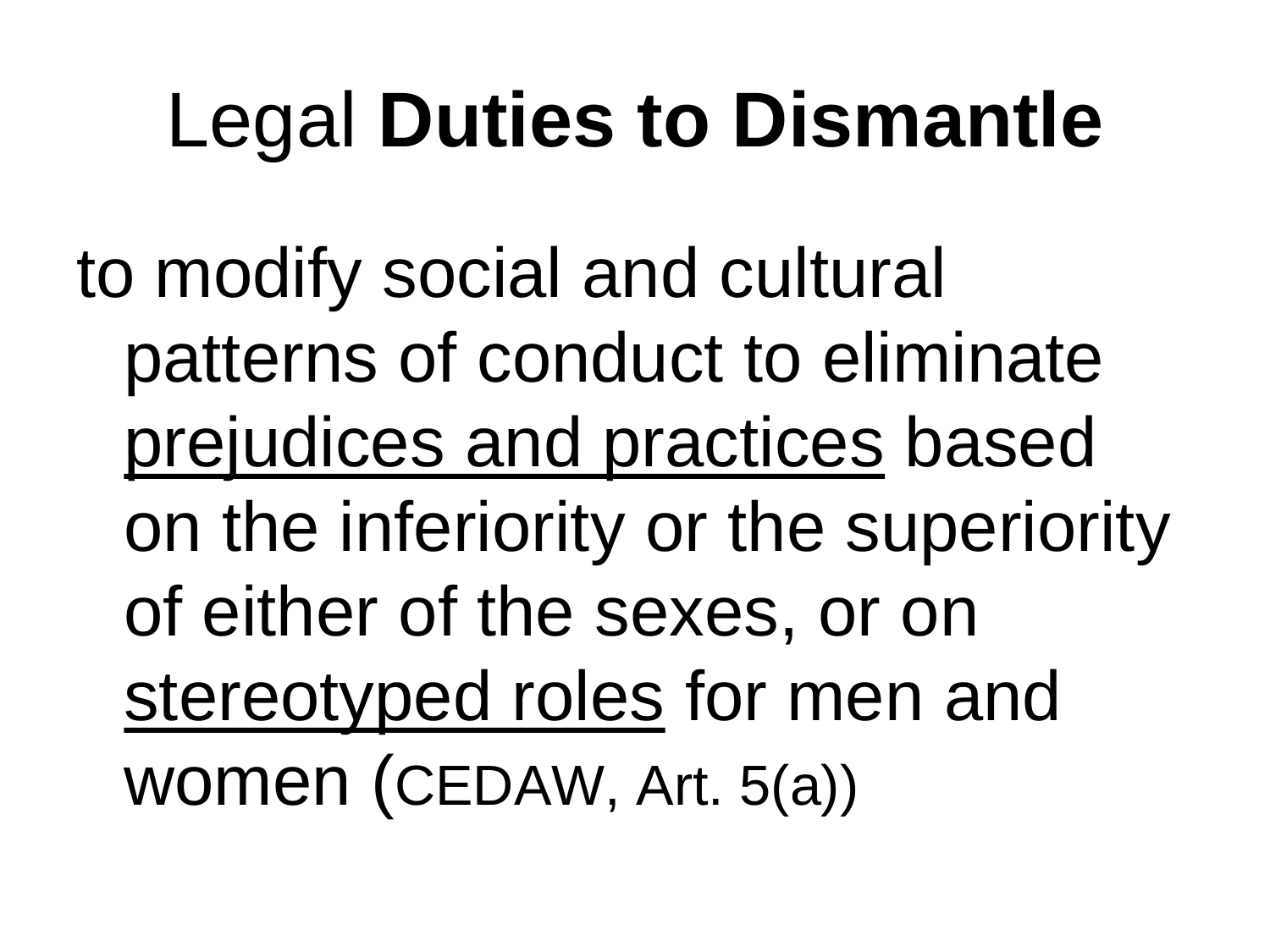# Legal **Duties to Dismantle**

to modify social and cultural patterns of conduct to eliminate <u>prejudices and practices</u> based on the inferiority or the superiority of either of the sexes, or on <u>stereotyped roles</u> for men and women (CEDAW, Art. 5(a))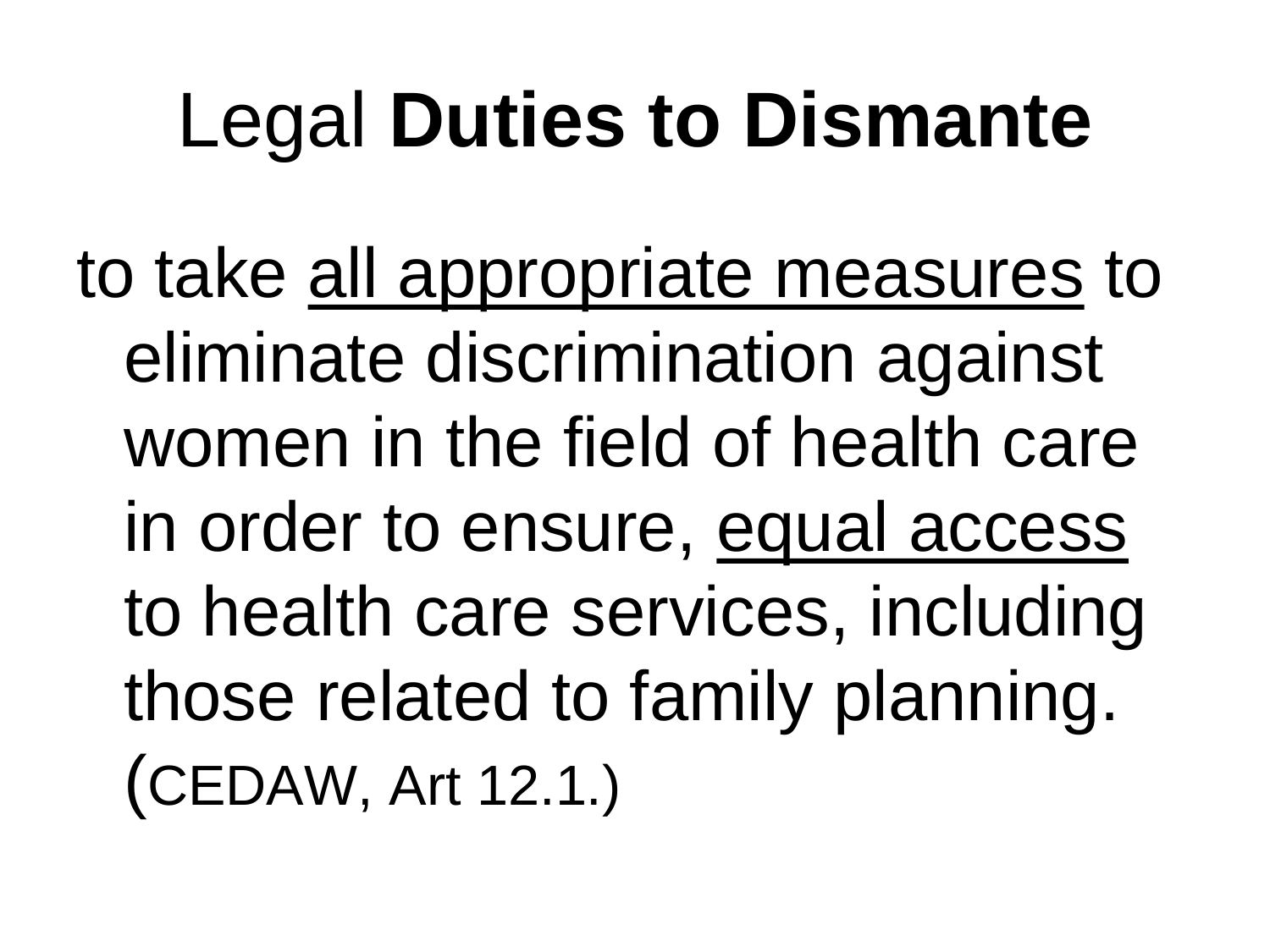# Legal **Duties to Dismante**

to take <u>all appropriate measures</u> to eliminate discrimination against women in the field of health care in order to ensure, <u>equal access</u> to health care services, including those related to family planning. (CEDAW, Art 12.1.)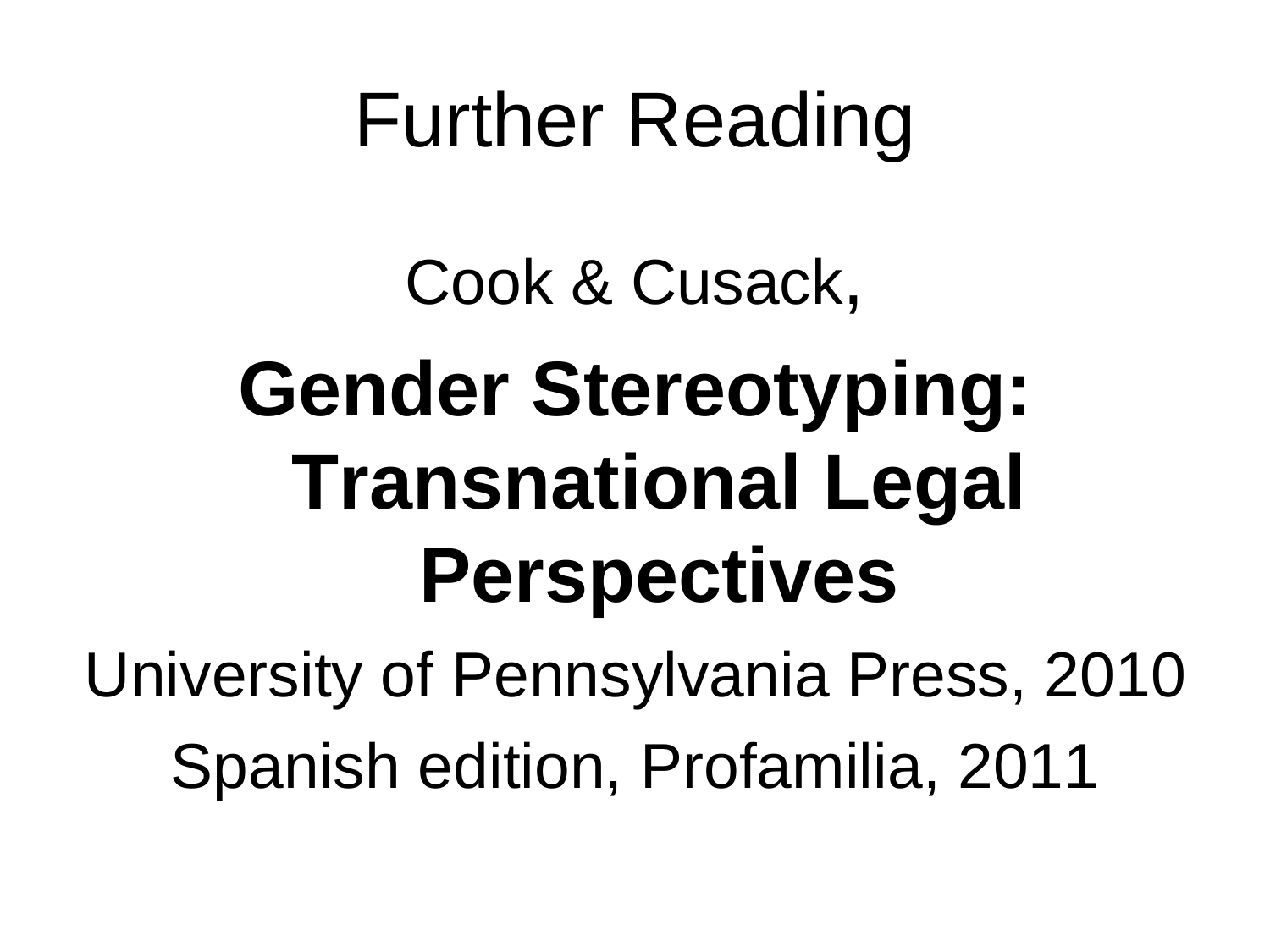# Further Reading

Cook & Cusack,

**Gender Stereotyping: Transnational Legal Perspectives**

University of Pennsylvania Press, 2010

Spanish edition, Profamilia, 2011